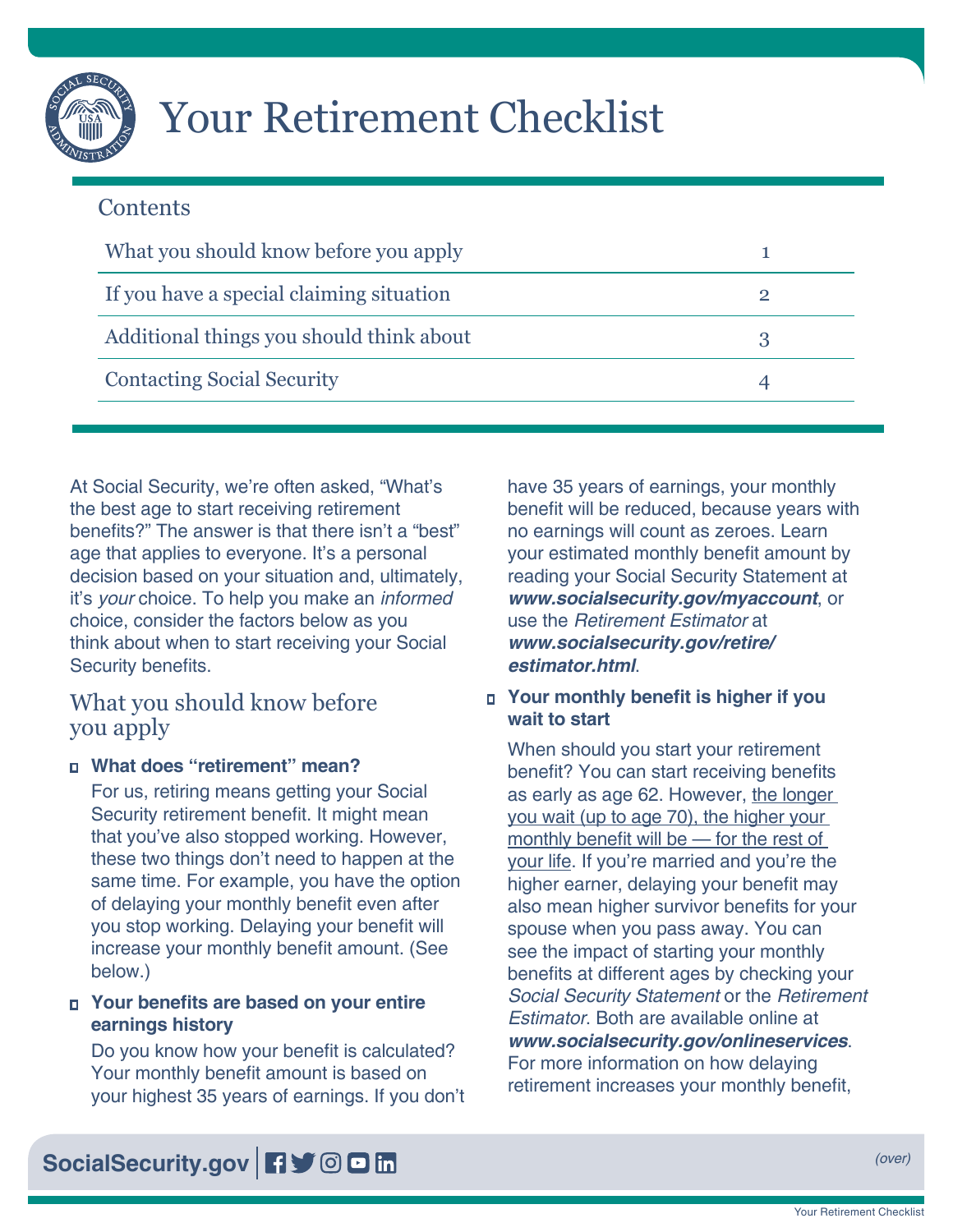# Your Retirement Checklist

## Contents

| | |
|---|---|
| What you should know before you apply | 1 |
| If you have a special claiming situation | 2 |
| Additional things you should think about | 3 |
| Contacting Social Security | 4 |

At Social Security, we're often asked, "What's the best age to start receiving retirement benefits?" The answer is that there isn't a "best" age that applies to everyone. It's a personal decision based on your situation and, ultimately, it's *your* choice. To help you make an *informed* choice, consider the factors below as you think about when to start receiving your Social Security benefits.

## What you should know before you apply

- **What does "retirement" mean?**

  For us, retiring means getting your Social Security retirement benefit. It might mean that you've also stopped working. However, these two things don't need to happen at the same time. For example, you have the option of delaying your monthly benefit even after you stop working. Delaying your benefit will increase your monthly benefit amount. (See below.)

- **Your benefits are based on your entire earnings history**

  Do you know how your benefit is calculated? Your monthly benefit amount is based on your highest 35 years of earnings. If you don't have 35 years of earnings, your monthly benefit will be reduced, because years with no earnings will count as zeroes. Learn your estimated monthly benefit amount by reading your Social Security Statement at ***www.socialsecurity.gov/myaccount***, or use the *Retirement Estimator* at ***www.socialsecurity.gov/retire/estimator.html***.

- **Your monthly benefit is higher if you wait to start**

  When should you start your retirement benefit? You can start receiving benefits as early as age 62. However, the longer you wait (up to age 70), the higher your monthly benefit will be — for the rest of your life. If you're married and you're the higher earner, delaying your benefit may also mean higher survivor benefits for your spouse when you pass away. You can see the impact of starting your monthly benefits at different ages by checking your *Social Security Statement* or the *Retirement Estimator*. Both are available online at ***www.socialsecurity.gov/onlineservices***. For more information on how delaying retirement increases your monthly benefit,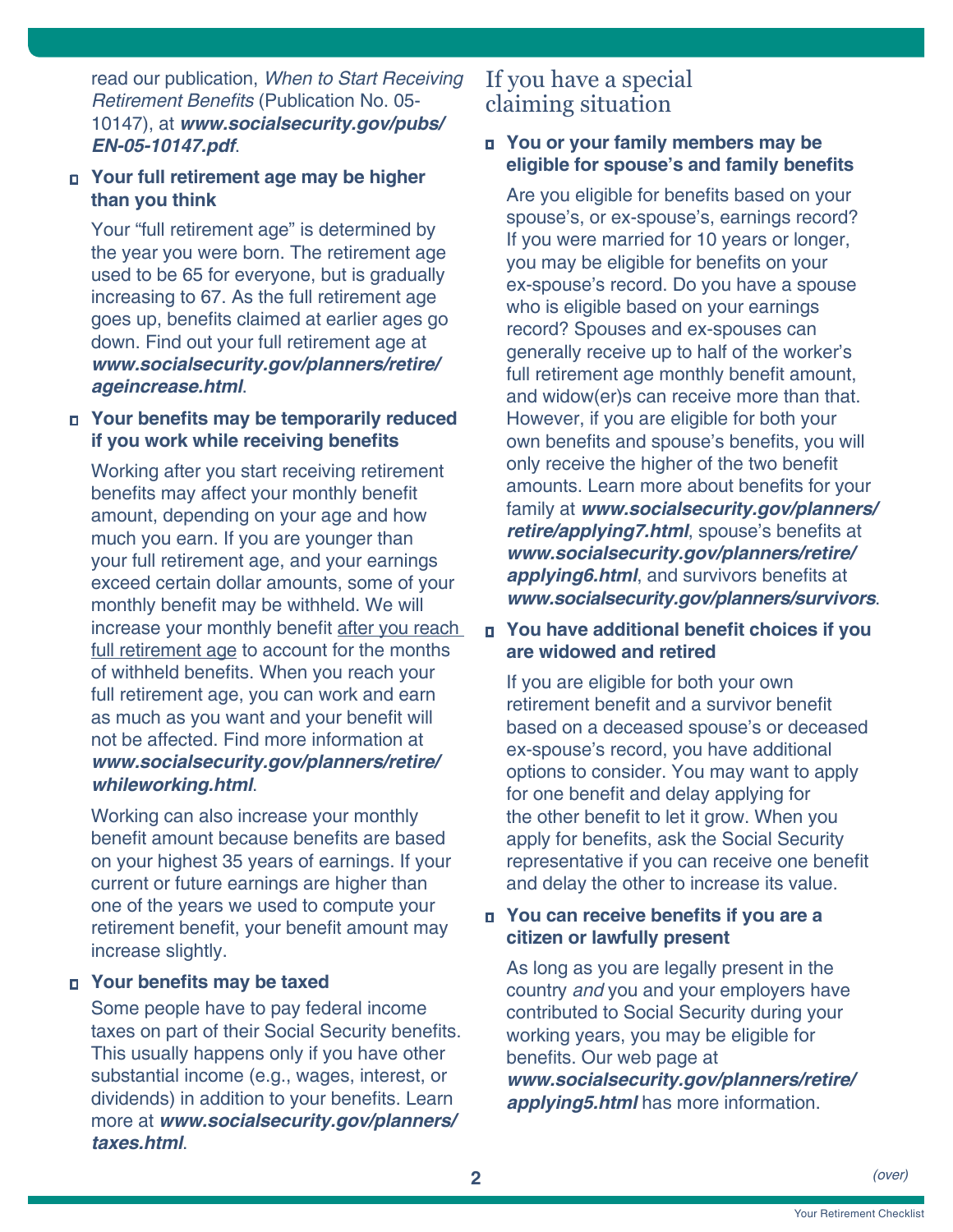read our publication, *When to Start Receiving Retirement Benefits* (Publication No. 05-10147), at ***www.socialsecurity.gov/pubs/EN-05-10147.pdf***.

- **Your full retirement age may be higher than you think**

  Your "full retirement age" is determined by the year you were born. The retirement age used to be 65 for everyone, but is gradually increasing to 67. As the full retirement age goes up, benefits claimed at earlier ages go down. Find out your full retirement age at ***www.socialsecurity.gov/planners/retire/ageincrease.html***.

- **Your benefits may be temporarily reduced if you work while receiving benefits**

  Working after you start receiving retirement benefits may affect your monthly benefit amount, depending on your age and how much you earn. If you are younger than your full retirement age, and your earnings exceed certain dollar amounts, some of your monthly benefit may be withheld. We will increase your monthly benefit after you reach full retirement age to account for the months of withheld benefits. When you reach your full retirement age, you can work and earn as much as you want and your benefit will not be affected. Find more information at ***www.socialsecurity.gov/planners/retire/whileworking.html***.

  Working can also increase your monthly benefit amount because benefits are based on your highest 35 years of earnings. If your current or future earnings are higher than one of the years we used to compute your retirement benefit, your benefit amount may increase slightly.

- **Your benefits may be taxed**

  Some people have to pay federal income taxes on part of their Social Security benefits. This usually happens only if you have other substantial income (e.g., wages, interest, or dividends) in addition to your benefits. Learn more at ***www.socialsecurity.gov/planners/taxes.html***.

## If you have a special claiming situation

- **You or your family members may be eligible for spouse's and family benefits**

  Are you eligible for benefits based on your spouse's, or ex-spouse's, earnings record? If you were married for 10 years or longer, you may be eligible for benefits on your ex-spouse's record. Do you have a spouse who is eligible based on your earnings record? Spouses and ex-spouses can generally receive up to half of the worker's full retirement age monthly benefit amount, and widow(er)s can receive more than that. However, if you are eligible for both your own benefits and spouse's benefits, you will only receive the higher of the two benefit amounts. Learn more about benefits for your family at ***www.socialsecurity.gov/planners/retire/applying7.html***, spouse's benefits at ***www.socialsecurity.gov/planners/retire/applying6.html***, and survivors benefits at ***www.socialsecurity.gov/planners/survivors***.

- **You have additional benefit choices if you are widowed and retired**

  If you are eligible for both your own retirement benefit and a survivor benefit based on a deceased spouse's or deceased ex-spouse's record, you have additional options to consider. You may want to apply for one benefit and delay applying for the other benefit to let it grow. When you apply for benefits, ask the Social Security representative if you can receive one benefit and delay the other to increase its value.

- **You can receive benefits if you are a citizen or lawfully present**

  As long as you are legally present in the country *and* you and your employers have contributed to Social Security during your working years, you may be eligible for benefits. Our web page at ***www.socialsecurity.gov/planners/retire/applying5.html*** has more information.

*(over)*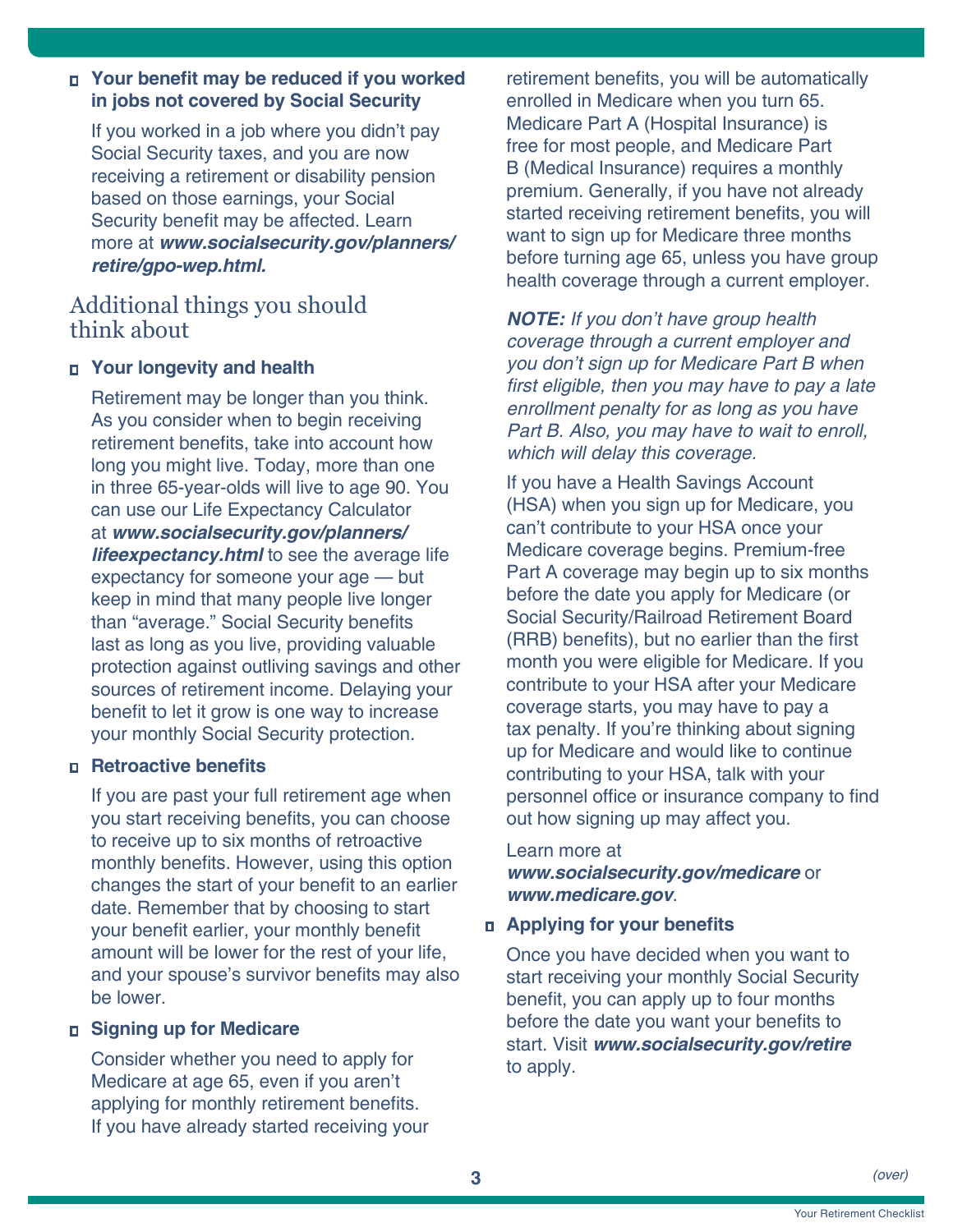- **Your benefit may be reduced if you worked in jobs not covered by Social Security**

  If you worked in a job where you didn't pay Social Security taxes, and you are now receiving a retirement or disability pension based on those earnings, your Social Security benefit may be affected. Learn more at ***www.socialsecurity.gov/planners/retire/gpo-wep.html.***

## Additional things you should think about

- **Your longevity and health**

  Retirement may be longer than you think. As you consider when to begin receiving retirement benefits, take into account how long you might live. Today, more than one in three 65-year-olds will live to age 90. You can use our Life Expectancy Calculator at ***www.socialsecurity.gov/planners/lifeexpectancy.html*** to see the average life expectancy for someone your age — but keep in mind that many people live longer than "average." Social Security benefits last as long as you live, providing valuable protection against outliving savings and other sources of retirement income. Delaying your benefit to let it grow is one way to increase your monthly Social Security protection.

- **Retroactive benefits**

  If you are past your full retirement age when you start receiving benefits, you can choose to receive up to six months of retroactive monthly benefits. However, using this option changes the start of your benefit to an earlier date. Remember that by choosing to start your benefit earlier, your monthly benefit amount will be lower for the rest of your life, and your spouse's survivor benefits may also be lower.

- **Signing up for Medicare**

  Consider whether you need to apply for Medicare at age 65, even if you aren't applying for monthly retirement benefits. If you have already started receiving your retirement benefits, you will be automatically enrolled in Medicare when you turn 65. Medicare Part A (Hospital Insurance) is free for most people, and Medicare Part B (Medical Insurance) requires a monthly premium. Generally, if you have not already started receiving retirement benefits, you will want to sign up for Medicare three months before turning age 65, unless you have group health coverage through a current employer.

  ***NOTE:*** *If you don't have group health coverage through a current employer and you don't sign up for Medicare Part B when first eligible, then you may have to pay a late enrollment penalty for as long as you have Part B. Also, you may have to wait to enroll, which will delay this coverage.*

  If you have a Health Savings Account (HSA) when you sign up for Medicare, you can't contribute to your HSA once your Medicare coverage begins. Premium-free Part A coverage may begin up to six months before the date you apply for Medicare (or Social Security/Railroad Retirement Board (RRB) benefits), but no earlier than the first month you were eligible for Medicare. If you contribute to your HSA after your Medicare coverage starts, you may have to pay a tax penalty. If you're thinking about signing up for Medicare and would like to continue contributing to your HSA, talk with your personnel office or insurance company to find out how signing up may affect you.

  Learn more at ***www.socialsecurity.gov/medicare*** or ***www.medicare.gov***.

- **Applying for your benefits**

  Once you have decided when you want to start receiving your monthly Social Security benefit, you can apply up to four months before the date you want your benefits to start. Visit ***www.socialsecurity.gov/retire*** to apply.

*(over)*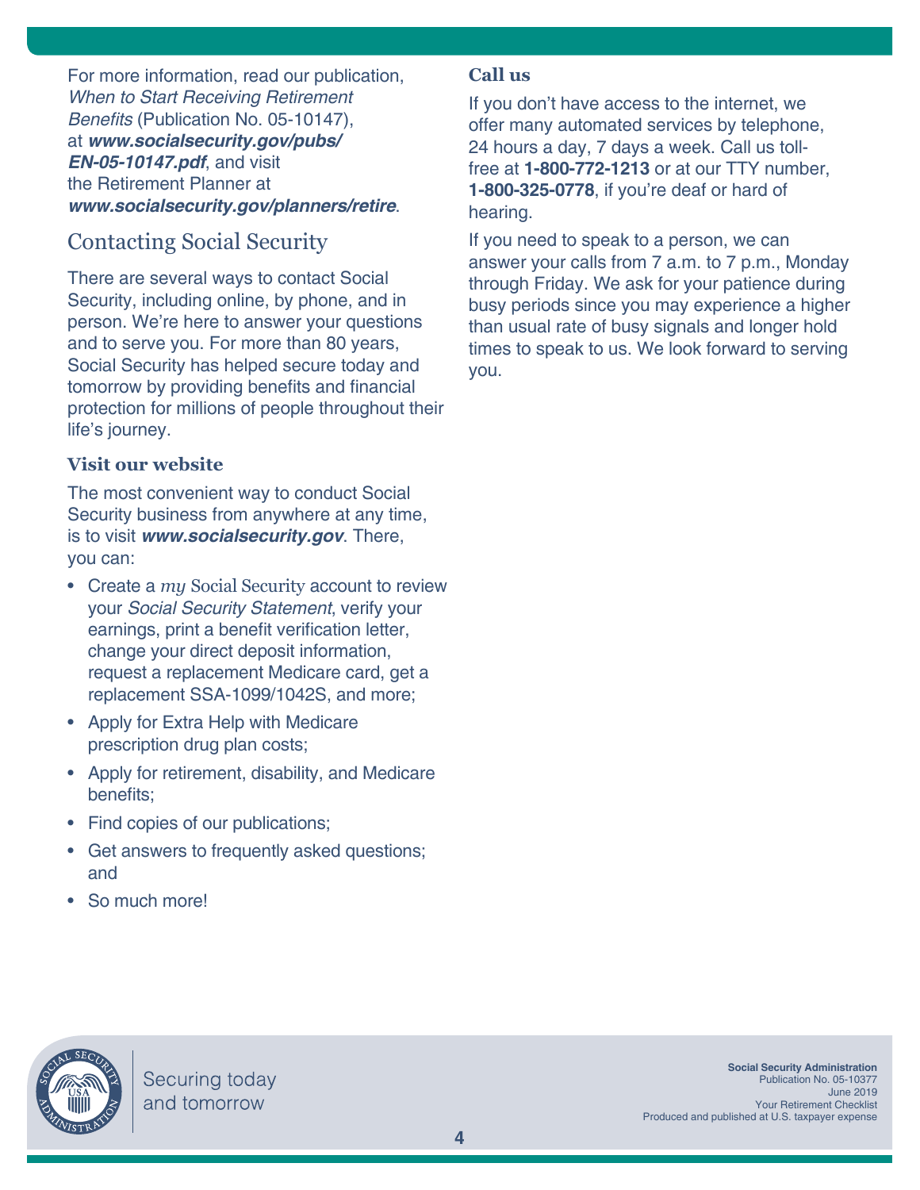For more information, read our publication, *When to Start Receiving Retirement Benefits* (Publication No. 05-10147), at ***www.socialsecurity.gov/pubs/EN-05-10147.pdf***, and visit the Retirement Planner at ***www.socialsecurity.gov/planners/retire***.

## Contacting Social Security

There are several ways to contact Social Security, including online, by phone, and in person. We're here to answer your questions and to serve you. For more than 80 years, Social Security has helped secure today and tomorrow by providing benefits and financial protection for millions of people throughout their life's journey.

### Visit our website

The most convenient way to conduct Social Security business from anywhere at any time, is to visit ***www.socialsecurity.gov***. There, you can:

- Create a *my* Social Security account to review your *Social Security Statement*, verify your earnings, print a benefit verification letter, change your direct deposit information, request a replacement Medicare card, get a replacement SSA-1099/1042S, and more;
- Apply for Extra Help with Medicare prescription drug plan costs;
- Apply for retirement, disability, and Medicare benefits;
- Find copies of our publications;
- Get answers to frequently asked questions; and
- So much more!

### Call us

If you don't have access to the internet, we offer many automated services by telephone, 24 hours a day, 7 days a week. Call us toll-free at **1-800-772-1213** or at our TTY number, **1-800-325-0778**, if you're deaf or hard of hearing.

If you need to speak to a person, we can answer your calls from 7 a.m. to 7 p.m., Monday through Friday. We ask for your patience during busy periods since you may experience a higher than usual rate of busy signals and longer hold times to speak to us. We look forward to serving you.

Securing today and tomorrow

**Social Security Administration**
Publication No. 05-10377
June 2019
Your Retirement Checklist
Produced and published at U.S. taxpayer expense